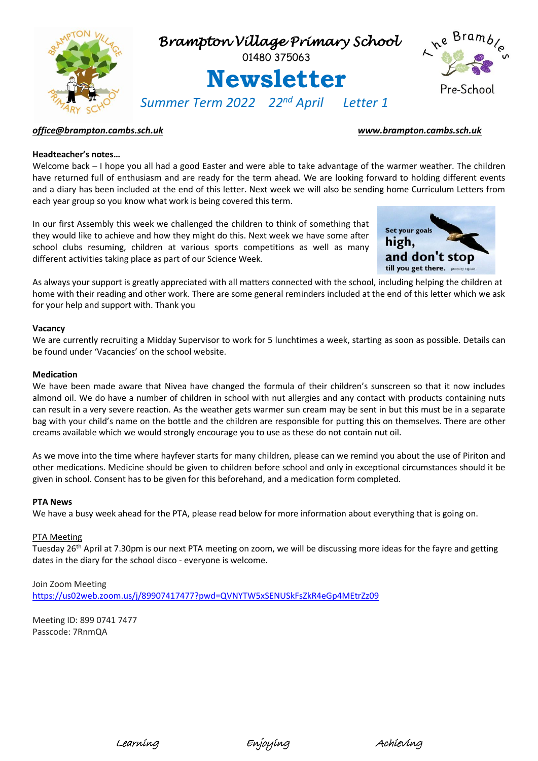# Brampton Village Primary School

01480 375063

# Newsletter

*Summer Term 2022 22nd April Letter 1*

***office@brampton.cambs.sch.uk*** ***www.brampton.cambs.sch.uk***

**Headteacher's notes…**

Welcome back – I hope you all had a good Easter and were able to take advantage of the warmer weather. The children have returned full of enthusiasm and are ready for the term ahead. We are looking forward to holding different events and a diary has been included at the end of this letter. Next week we will also be sending home Curriculum Letters from each year group so you know what work is being covered this term.

In our first Assembly this week we challenged the children to think of something that they would like to achieve and how they might do this. Next week we have some after school clubs resuming, children at various sports competitions as well as many different activities taking place as part of our Science Week.

Set your goals high, and don't stop till you get there.

As always your support is greatly appreciated with all matters connected with the school, including helping the children at home with their reading and other work. There are some general reminders included at the end of this letter which we ask for your help and support with. Thank you

**Vacancy**

We are currently recruiting a Midday Supervisor to work for 5 lunchtimes a week, starting as soon as possible. Details can be found under 'Vacancies' on the school website.

**Medication**

We have been made aware that Nivea have changed the formula of their children's sunscreen so that it now includes almond oil. We do have a number of children in school with nut allergies and any contact with products containing nuts can result in a very severe reaction. As the weather gets warmer sun cream may be sent in but this must be in a separate bag with your child's name on the bottle and the children are responsible for putting this on themselves. There are other creams available which we would strongly encourage you to use as these do not contain nut oil.

As we move into the time where hayfever starts for many children, please can we remind you about the use of Piriton and other medications. Medicine should be given to children before school and only in exceptional circumstances should it be given in school. Consent has to be given for this beforehand, and a medication form completed.

**PTA News**

We have a busy week ahead for the PTA, please read below for more information about everything that is going on.

PTA Meeting

Tuesday 26th April at 7.30pm is our next PTA meeting on zoom, we will be discussing more ideas for the fayre and getting dates in the diary for the school disco - everyone is welcome.

Join Zoom Meeting
https://us02web.zoom.us/j/89907417477?pwd=QVNYTW5xSENUSkFsZkR4eGp4MEtrZz09

Meeting ID: 899 0741 7477
Passcode: 7RnmQA

*Learning Enjoying Achieving*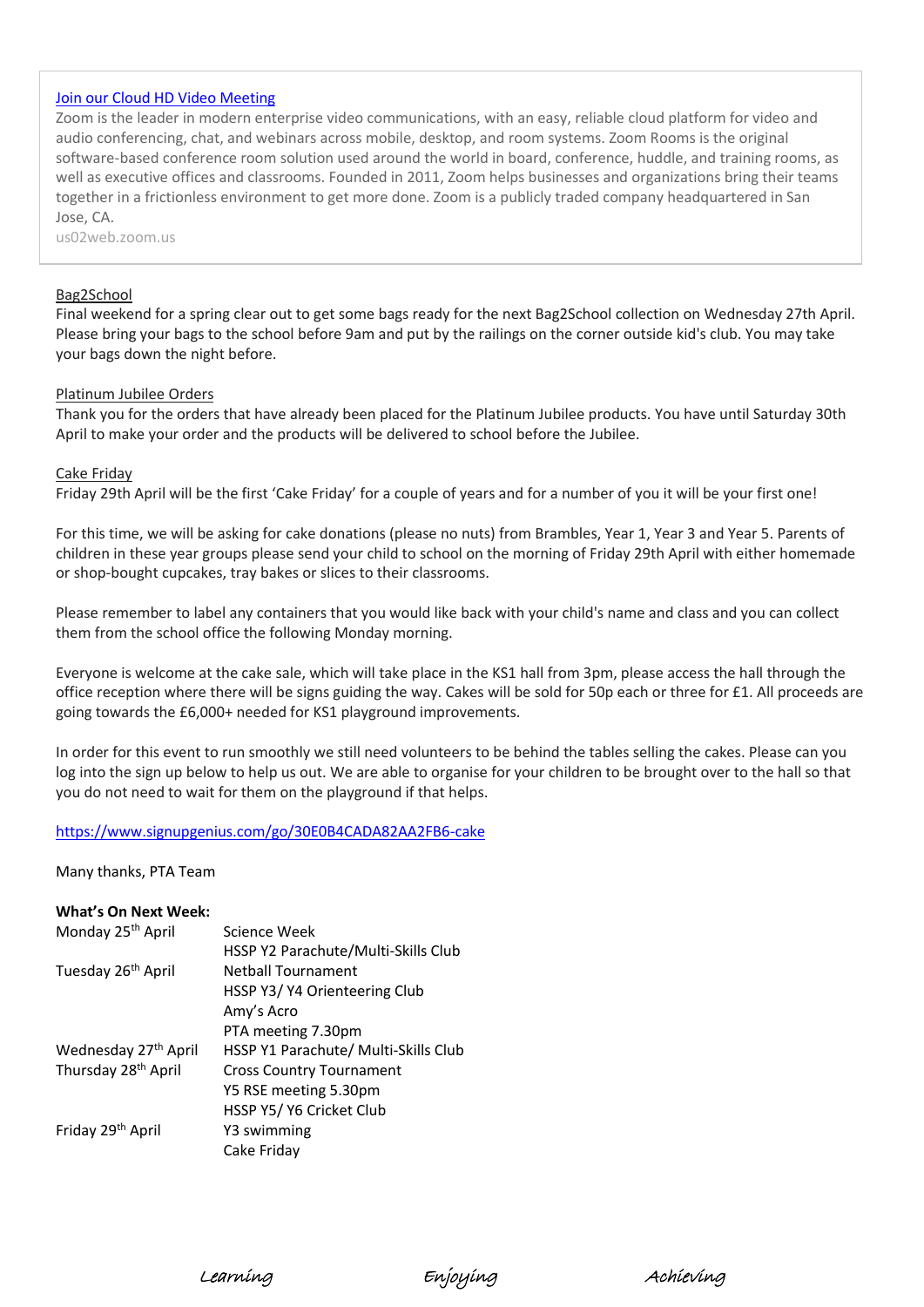[Join our Cloud HD Video Meeting](us02web.zoom.us)

Zoom is the leader in modern enterprise video communications, with an easy, reliable cloud platform for video and audio conferencing, chat, and webinars across mobile, desktop, and room systems. Zoom Rooms is the original software-based conference room solution used around the world in board, conference, huddle, and training rooms, as well as executive offices and classrooms. Founded in 2011, Zoom helps businesses and organizations bring their teams together in a frictionless environment to get more done. Zoom is a publicly traded company headquartered in San Jose, CA.

us02web.zoom.us

Bag2School

Final weekend for a spring clear out to get some bags ready for the next Bag2School collection on Wednesday 27th April. Please bring your bags to the school before 9am and put by the railings on the corner outside kid's club. You may take your bags down the night before.

Platinum Jubilee Orders

Thank you for the orders that have already been placed for the Platinum Jubilee products. You have until Saturday 30th April to make your order and the products will be delivered to school before the Jubilee.

Cake Friday

Friday 29th April will be the first 'Cake Friday' for a couple of years and for a number of you it will be your first one!

For this time, we will be asking for cake donations (please no nuts) from Brambles, Year 1, Year 3 and Year 5. Parents of children in these year groups please send your child to school on the morning of Friday 29th April with either homemade or shop-bought cupcakes, tray bakes or slices to their classrooms.

Please remember to label any containers that you would like back with your child's name and class and you can collect them from the school office the following Monday morning.

Everyone is welcome at the cake sale, which will take place in the KS1 hall from 3pm, please access the hall through the office reception where there will be signs guiding the way. Cakes will be sold for 50p each or three for £1. All proceeds are going towards the £6,000+ needed for KS1 playground improvements.

In order for this event to run smoothly we still need volunteers to be behind the tables selling the cakes. Please can you log into the sign up below to help us out. We are able to organise for your children to be brought over to the hall so that you do not need to wait for them on the playground if that helps.

https://www.signupgenius.com/go/30E0B4CADA82AA2FB6-cake

Many thanks, PTA Team

**What's On Next Week:**

| | |
|---|---|
| Monday 25th April | Science Week<br>HSSP Y2 Parachute/Multi-Skills Club |
| Tuesday 26th April | Netball Tournament<br>HSSP Y3/ Y4 Orienteering Club<br>Amy's Acro<br>PTA meeting 7.30pm |
| Wednesday 27th April | HSSP Y1 Parachute/ Multi-Skills Club |
| Thursday 28th April | Cross Country Tournament<br>Y5 RSE meeting 5.30pm<br>HSSP Y5/ Y6 Cricket Club |
| Friday 29th April | Y3 swimming<br>Cake Friday |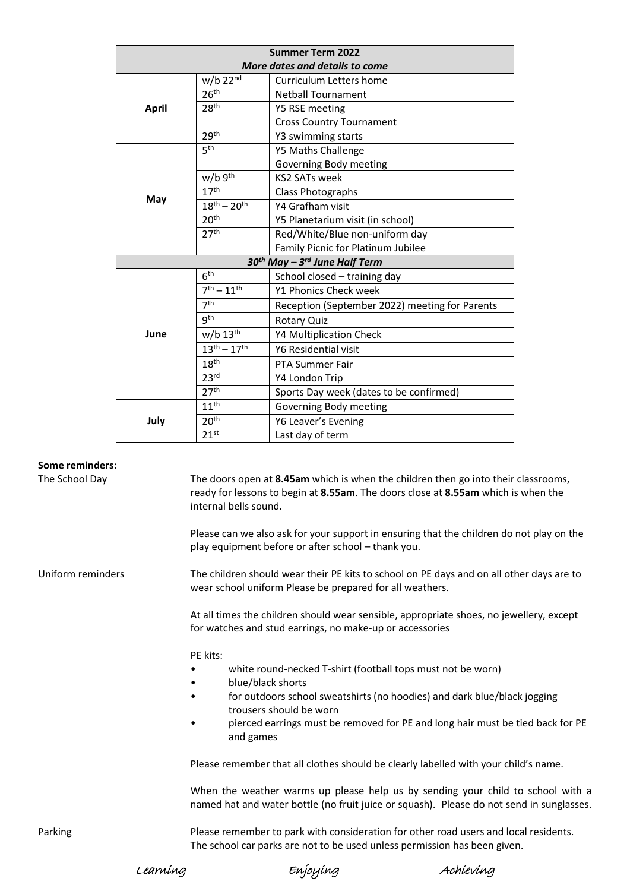| Summer Term 2022<br>*More dates and details to come* | | |
|---|---|---|
| **April** | w/b 22nd | Curriculum Letters home |
| | 26th | Netball Tournament |
| | 28th | Y5 RSE meeting<br>Cross Country Tournament |
| | 29th | Y3 swimming starts |
| **May** | 5th | Y5 Maths Challenge<br>Governing Body meeting |
| | w/b 9th | KS2 SATs week |
| | 17th | Class Photographs |
| | 18th – 20th | Y4 Grafham visit |
| | 20th | Y5 Planetarium visit (in school) |
| | 27th | Red/White/Blue non-uniform day<br>Family Picnic for Platinum Jubilee |
| ***30th May – 3rd June Half Term*** | | |
| **June** | 6th | School closed – training day |
| | 7th – 11th | Y1 Phonics Check week |
| | 7th | Reception (September 2022) meeting for Parents |
| | 9th | Rotary Quiz |
| | w/b 13th | Y4 Multiplication Check |
| | 13th – 17th | Y6 Residential visit |
| | 18th | PTA Summer Fair |
| | 23rd | Y4 London Trip |
| | 27th | Sports Day week (dates to be confirmed) |
| **July** | 11th | Governing Body meeting |
| | 20th | Y6 Leaver's Evening |
| | 21st | Last day of term |

**Some reminders:**

The School Day

The doors open at **8.45am** which is when the children then go into their classrooms, ready for lessons to begin at **8.55am**. The doors close at **8.55am** which is when the internal bells sound.

Please can we also ask for your support in ensuring that the children do not play on the play equipment before or after school – thank you.

Uniform reminders

The children should wear their PE kits to school on PE days and on all other days are to wear school uniform Please be prepared for all weathers.

At all times the children should wear sensible, appropriate shoes, no jewellery, except for watches and stud earrings, no make-up or accessories

PE kits:

- white round-necked T-shirt (football tops must not be worn)
- blue/black shorts
- for outdoors school sweatshirts (no hoodies) and dark blue/black jogging trousers should be worn
- pierced earrings must be removed for PE and long hair must be tied back for PE and games

Please remember that all clothes should be clearly labelled with your child's name.

When the weather warms up please help us by sending your child to school with a named hat and water bottle (no fruit juice or squash). Please do not send in sunglasses.

Parking

Please remember to park with consideration for other road users and local residents. The school car parks are not to be used unless permission has been given.

*Learning* *Enjoying* *Achieving*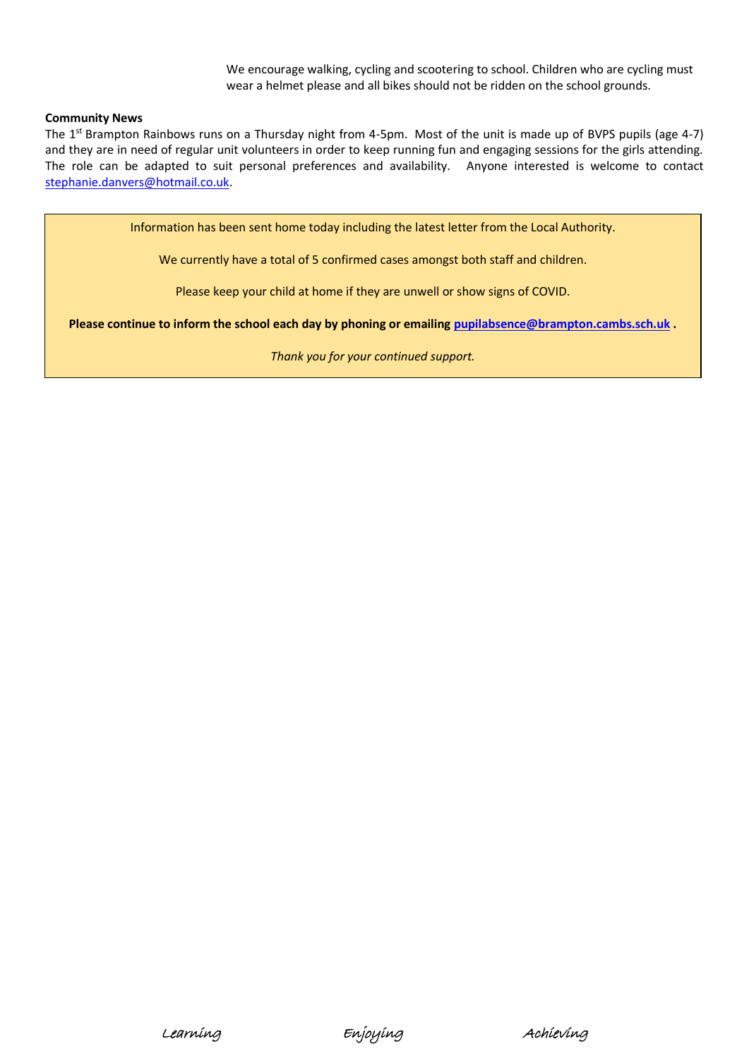We encourage walking, cycling and scootering to school. Children who are cycling must wear a helmet please and all bikes should not be ridden on the school grounds.

**Community News**

The 1st Brampton Rainbows runs on a Thursday night from 4-5pm. Most of the unit is made up of BVPS pupils (age 4-7) and they are in need of regular unit volunteers in order to keep running fun and engaging sessions for the girls attending. The role can be adapted to suit personal preferences and availability. Anyone interested is welcome to contact stephanie.danvers@hotmail.co.uk.

Information has been sent home today including the latest letter from the Local Authority.

We currently have a total of 5 confirmed cases amongst both staff and children.

Please keep your child at home if they are unwell or show signs of COVID.

**Please continue to inform the school each day by phoning or emailing pupilabsence@brampton.cambs.sch.uk .**

*Thank you for your continued support.*